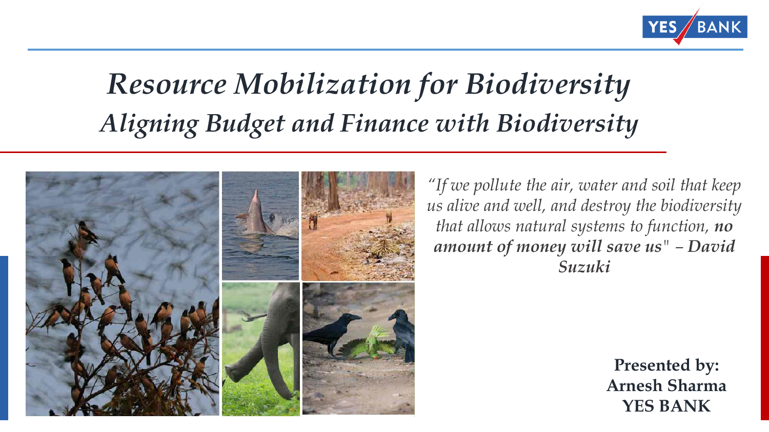# *Resource Mobilization for Biodiversity*

## *Aligning Budget and Finance with Biodiversity*

*"If we pollute the air, water and soil that keep us alive and well, and destroy the biodiversity that allows natural systems to function, **no amount of money will save us**" – **David Suzuki***

**Presented by:**
**Arnesh Sharma**
**YES BANK**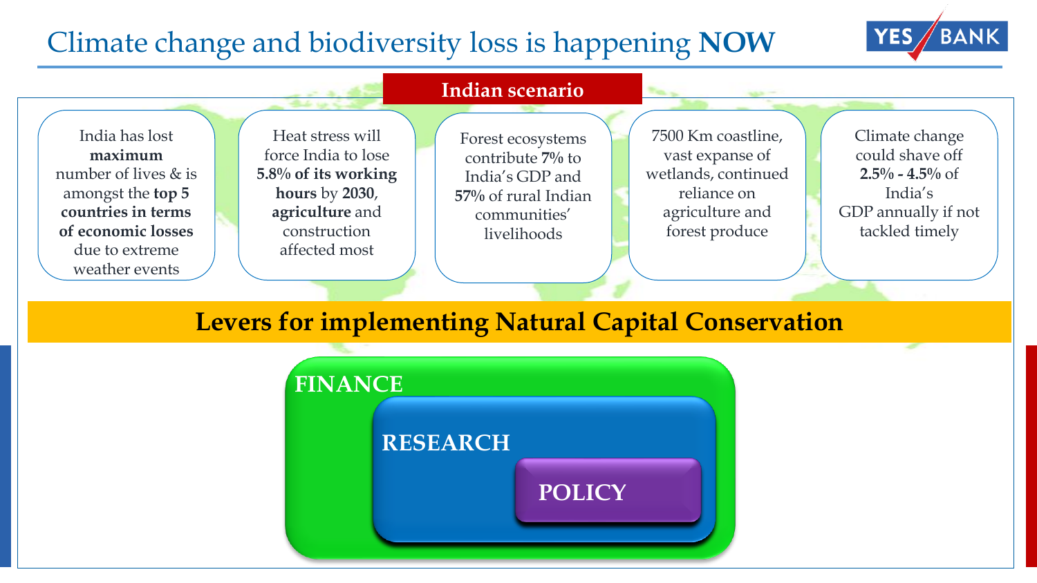# Climate change and biodiversity loss is happening **NOW**

## Indian scenario

- India has lost **maximum** number of lives & is amongst the **top 5 countries in terms of economic losses** due to extreme weather events
- Heat stress will force India to lose **5.8% of its working hours** by **2030**, **agriculture** and construction affected most
- Forest ecosystems contribute **7%** to India's GDP and **57%** of rural Indian communities' livelihoods
- 7500 Km coastline, vast expanse of wetlands, continued reliance on agriculture and forest produce
- Climate change could shave off **2.5% - 4.5%** of India's GDP annually if not tackled timely

## Levers for implementing Natural Capital Conservation

- **FINANCE**
  - **RESEARCH**
    - **POLICY**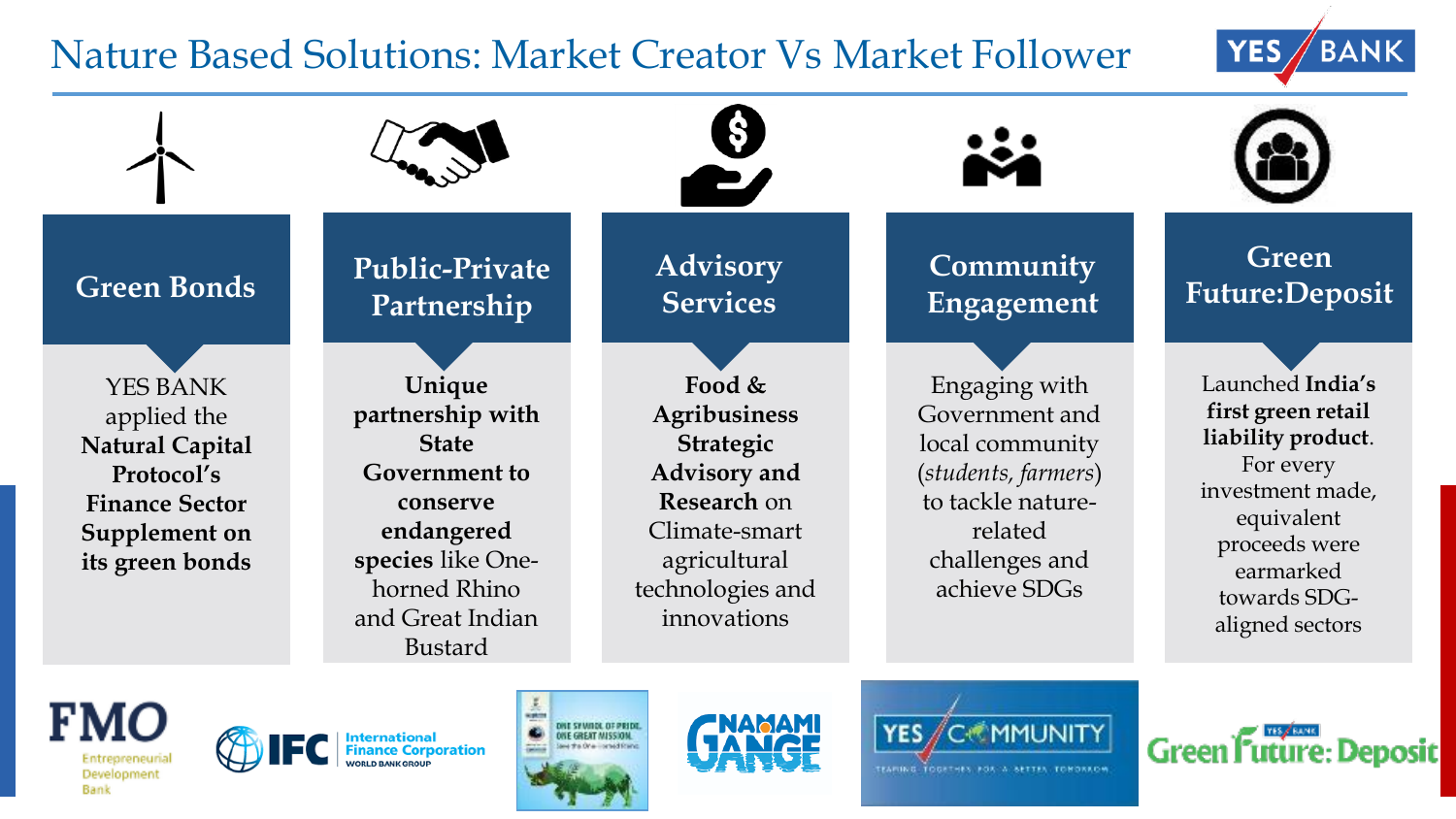# Nature Based Solutions: Market Creator Vs Market Follower

## Green Bonds

YES BANK applied the **Natural Capital Protocol's Finance Sector Supplement on its green bonds**

## Public-Private Partnership

**Unique partnership with State Government to conserve endangered species** like One-horned Rhino and Great Indian Bustard

## Advisory Services

**Food & Agribusiness Strategic Advisory and Research** on Climate-smart agricultural technologies and innovations

## Community Engagement

Engaging with Government and local community (*students, farmers*) to tackle nature-related challenges and achieve SDGs

## Green Future:Deposit

Launched **India's first green retail liability product**. For every investment made, equivalent proceeds were earmarked towards SDG-aligned sectors

FMO Entrepreneurial Development Bank | IFC International Finance Corporation WORLD BANK GROUP | ONE SYMBOL OF PRIDE. ONE GREAT MISSION. | NAMAMI GANGE | YES COMMUNITY TEAMING TOGETHER FOR A BETTER TOMORROW | YES BANK Green Future: Deposit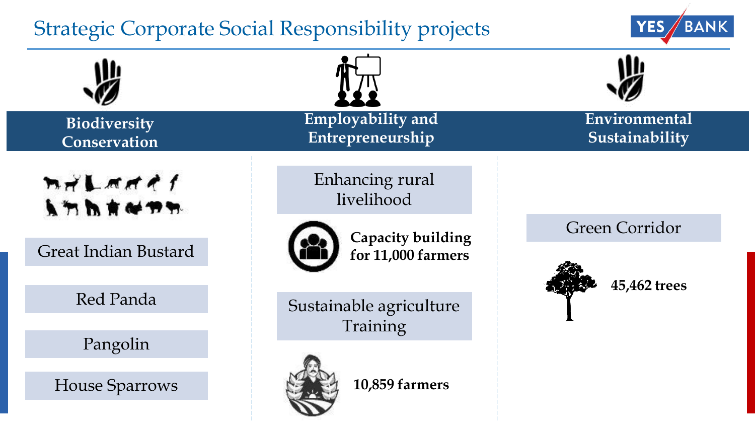# Strategic Corporate Social Responsibility projects

## Biodiversity Conservation

- Great Indian Bustard
- Red Panda
- Pangolin
- House Sparrows

## Employability and Entrepreneurship

**Enhancing rural livelihood**

**Capacity building for 11,000 farmers**

**Sustainable agriculture Training**

**10,859 farmers**

## Environmental Sustainability

**Green Corridor**

**45,462 trees**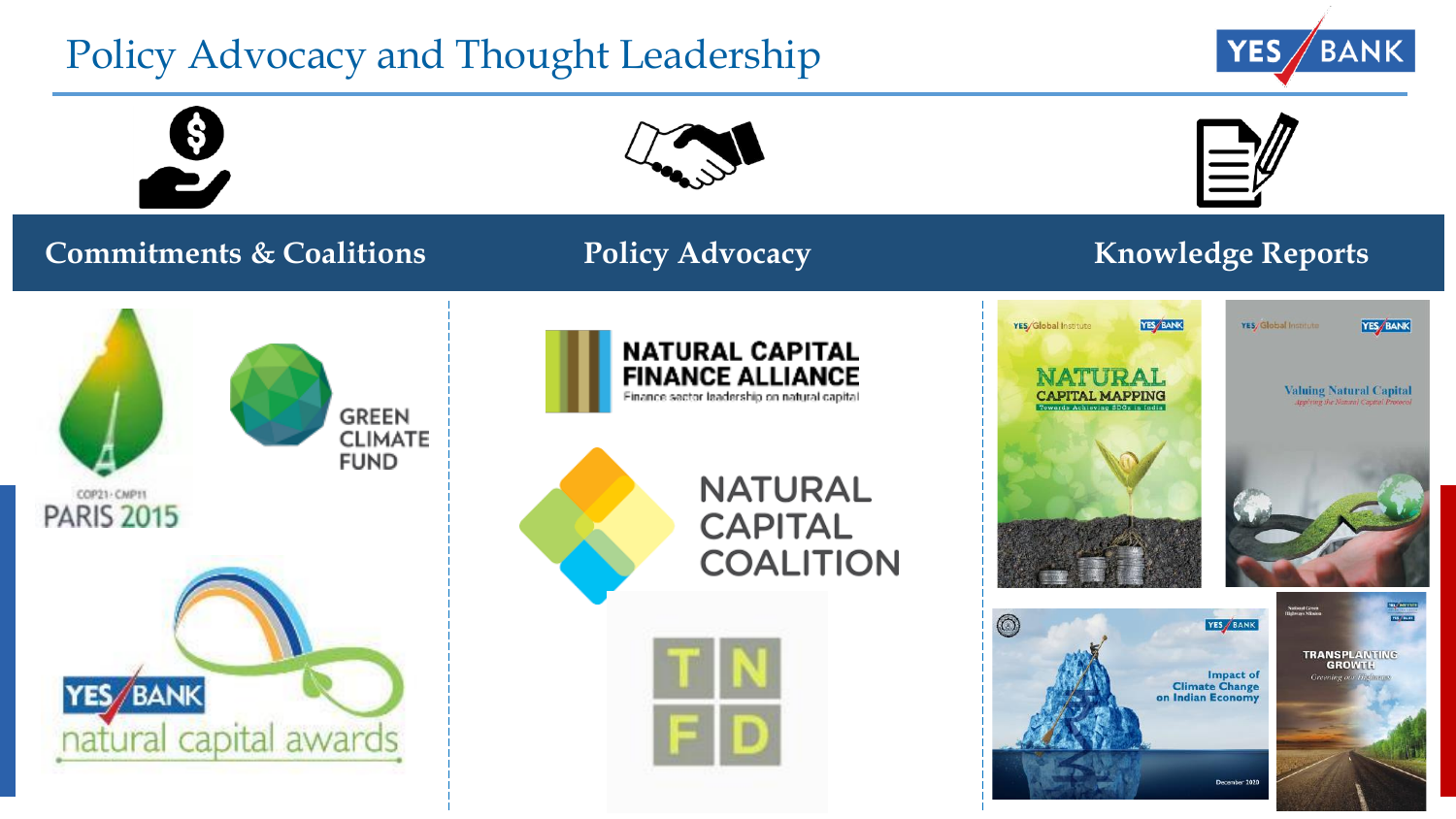# Policy Advocacy and Thought Leadership

## Commitments & Coalitions

COP21 · CMP11 PARIS 2015

GREEN CLIMATE FUND

YES BANK natural capital awards

## Policy Advocacy

NATURAL CAPITAL FINANCE ALLIANCE

Finance sector leadership on natural capital

NATURAL CAPITAL COALITION

TNFD

## Knowledge Reports

YES Global Institute — NATURAL CAPITAL MAPPING: Towards Achieving SDGs in India

YES Global Institute — Valuing Natural Capital: Applying the Natural Capital Protocol

Impact of Climate Change on Indian Economy — December 2020

TRANSPLANTING GROWTH: Greening our Highways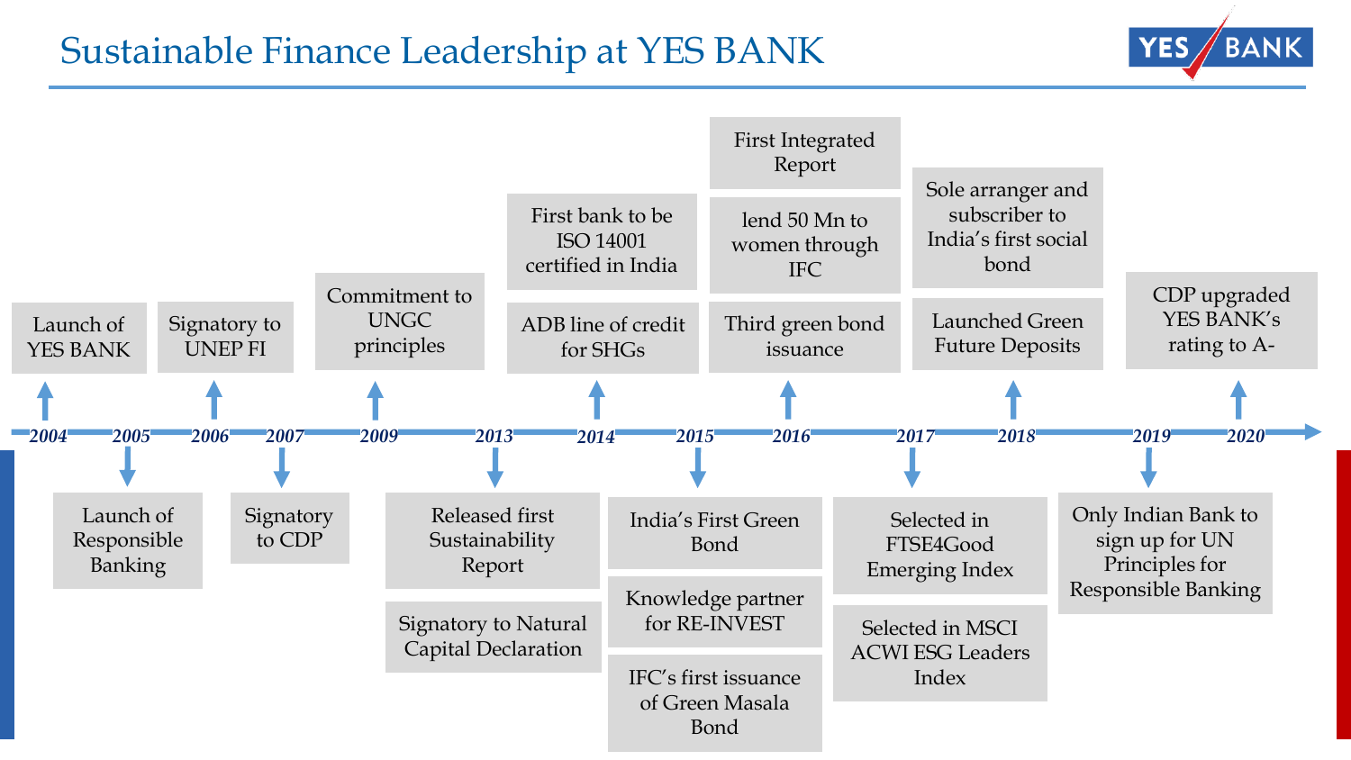# Sustainable Finance Leadership at YES BANK

- **2004**: Launch of YES BANK
- **2005**: Launch of Responsible Banking
- **2006**: Signatory to UNEP FI
- **2007**: Signatory to CDP
- **2009**: Commitment to UNGC principles
- **2013**:
  - Released first Sustainability Report
  - Signatory to Natural Capital Declaration
- **2014**:
  - First bank to be ISO 14001 certified in India
  - ADB line of credit for SHGs
- **2015**:
  - India's First Green Bond
  - Knowledge partner for RE-INVEST
  - IFC's first issuance of Green Masala Bond
- **2016**:
  - First Integrated Report
  - lend 50 Mn to women through IFC
  - Third green bond issuance
- **2017**:
  - Selected in FTSE4Good Emerging Index
  - Selected in MSCI ACWI ESG Leaders Index
- **2018**:
  - Sole arranger and subscriber to India's first social bond
  - Launched Green Future Deposits
- **2019**: Only Indian Bank to sign up for UN Principles for Responsible Banking
- **2020**: CDP upgraded YES BANK's rating to A-